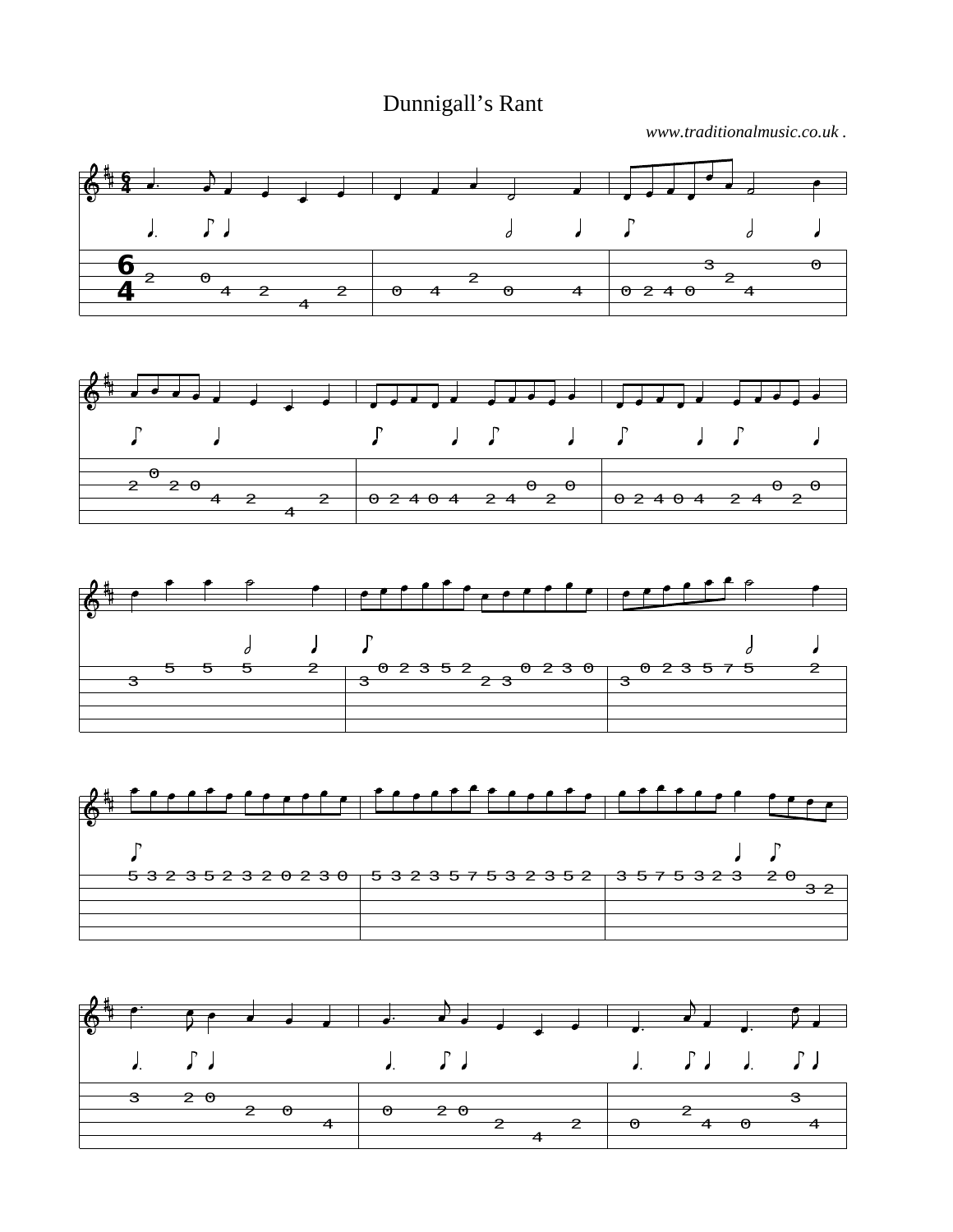# Dunnigall's Rant

*www.traditionalmusic.co.uk .*